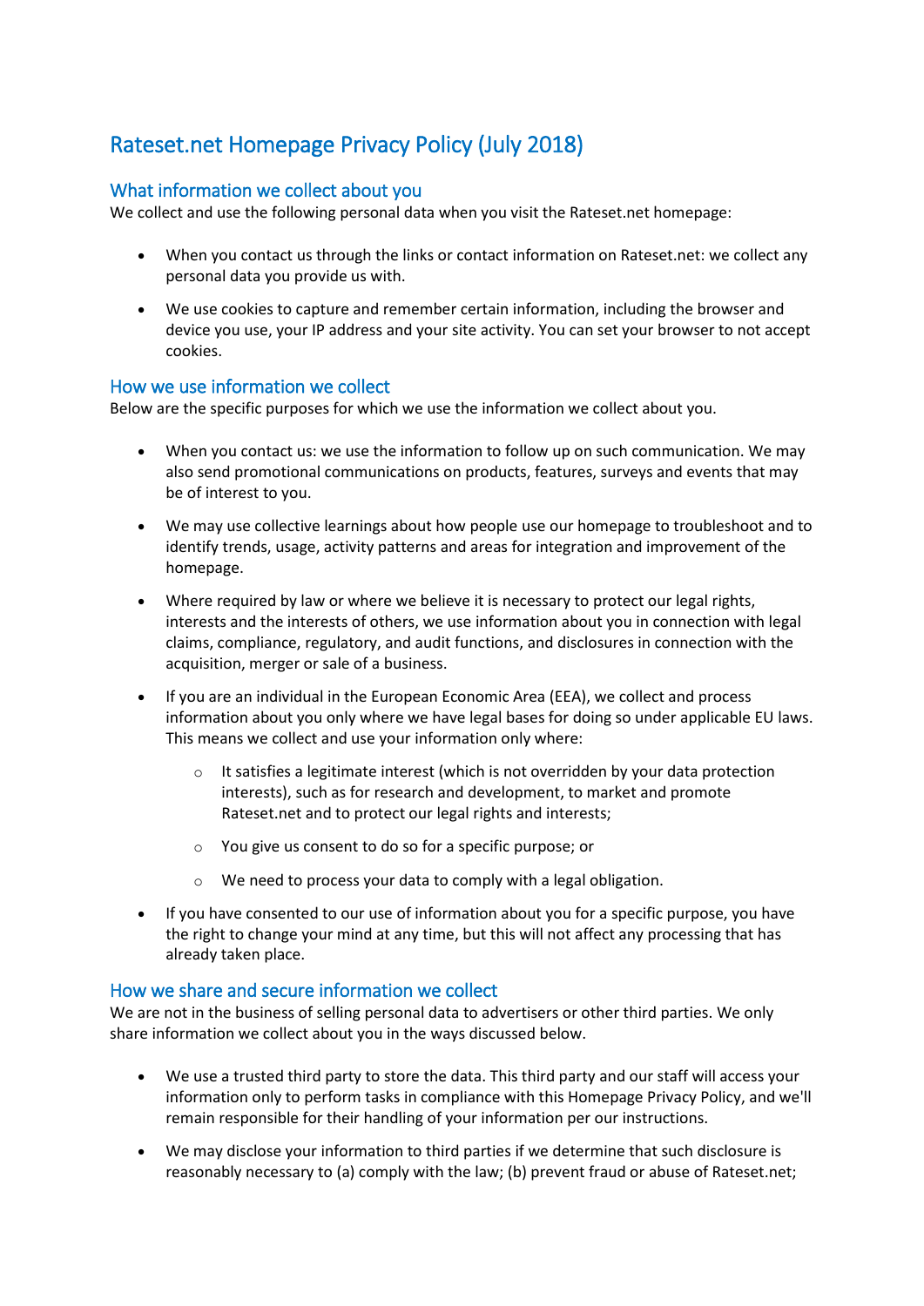# Rateset.net Homepage Privacy Policy (July 2018)

## What information we collect about you

We collect and use the following personal data when you visit the Rateset.net homepage:

- When you contact us through the links or contact information on Rateset.net: we collect any personal data you provide us with.
- We use cookies to capture and remember certain information, including the browser and device you use, your IP address and your site activity. You can set your browser to not accept cookies.

## How we use information we collect

Below are the specific purposes for which we use the information we collect about you.

- When you contact us: we use the information to follow up on such communication. We may also send promotional communications on products, features, surveys and events that may be of interest to you.
- We may use collective learnings about how people use our homepage to troubleshoot and to identify trends, usage, activity patterns and areas for integration and improvement of the homepage.
- Where required by law or where we believe it is necessary to protect our legal rights, interests and the interests of others, we use information about you in connection with legal claims, compliance, regulatory, and audit functions, and disclosures in connection with the acquisition, merger or sale of a business.
- If you are an individual in the European Economic Area (EEA), we collect and process information about you only where we have legal bases for doing so under applicable EU laws. This means we collect and use your information only where:
    - It satisfies a legitimate interest (which is not overridden by your data protection interests), such as for research and development, to market and promote Rateset.net and to protect our legal rights and interests;
    - You give us consent to do so for a specific purpose; or
    - We need to process your data to comply with a legal obligation.
- If you have consented to our use of information about you for a specific purpose, you have the right to change your mind at any time, but this will not affect any processing that has already taken place.

## How we share and secure information we collect

We are not in the business of selling personal data to advertisers or other third parties. We only share information we collect about you in the ways discussed below.

- We use a trusted third party to store the data. This third party and our staff will access your information only to perform tasks in compliance with this Homepage Privacy Policy, and we'll remain responsible for their handling of your information per our instructions.
- We may disclose your information to third parties if we determine that such disclosure is reasonably necessary to (a) comply with the law; (b) prevent fraud or abuse of Rateset.net;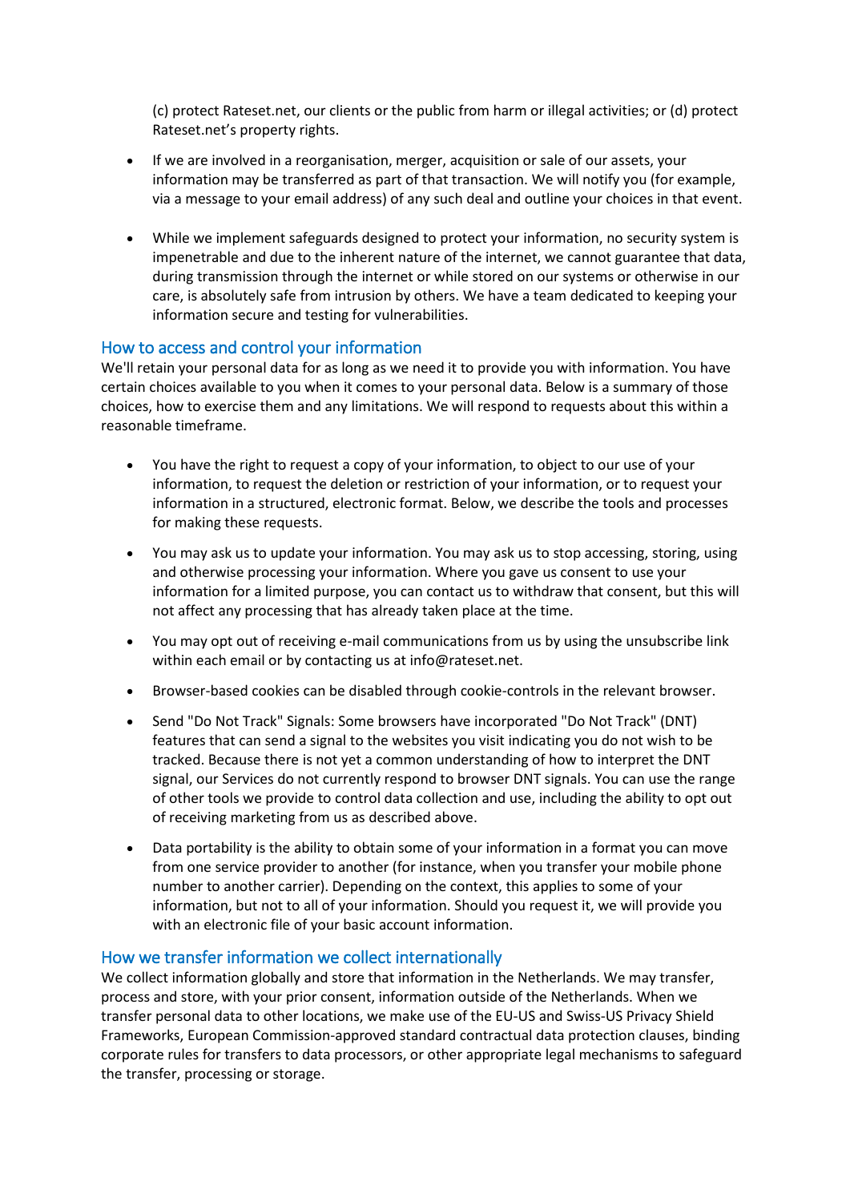(c) protect Rateset.net, our clients or the public from harm or illegal activities; or (d) protect Rateset.net's property rights.

- If we are involved in a reorganisation, merger, acquisition or sale of our assets, your information may be transferred as part of that transaction. We will notify you (for example, via a message to your email address) of any such deal and outline your choices in that event.

- While we implement safeguards designed to protect your information, no security system is impenetrable and due to the inherent nature of the internet, we cannot guarantee that data, during transmission through the internet or while stored on our systems or otherwise in our care, is absolutely safe from intrusion by others. We have a team dedicated to keeping your information secure and testing for vulnerabilities.

## How to access and control your information

We'll retain your personal data for as long as we need it to provide you with information. You have certain choices available to you when it comes to your personal data. Below is a summary of those choices, how to exercise them and any limitations. We will respond to requests about this within a reasonable timeframe.

- You have the right to request a copy of your information, to object to our use of your information, to request the deletion or restriction of your information, or to request your information in a structured, electronic format. Below, we describe the tools and processes for making these requests.

- You may ask us to update your information. You may ask us to stop accessing, storing, using and otherwise processing your information. Where you gave us consent to use your information for a limited purpose, you can contact us to withdraw that consent, but this will not affect any processing that has already taken place at the time.

- You may opt out of receiving e-mail communications from us by using the unsubscribe link within each email or by contacting us at info@rateset.net.

- Browser-based cookies can be disabled through cookie-controls in the relevant browser.

- Send "Do Not Track" Signals: Some browsers have incorporated "Do Not Track" (DNT) features that can send a signal to the websites you visit indicating you do not wish to be tracked. Because there is not yet a common understanding of how to interpret the DNT signal, our Services do not currently respond to browser DNT signals. You can use the range of other tools we provide to control data collection and use, including the ability to opt out of receiving marketing from us as described above.

- Data portability is the ability to obtain some of your information in a format you can move from one service provider to another (for instance, when you transfer your mobile phone number to another carrier). Depending on the context, this applies to some of your information, but not to all of your information. Should you request it, we will provide you with an electronic file of your basic account information.

## How we transfer information we collect internationally

We collect information globally and store that information in the Netherlands. We may transfer, process and store, with your prior consent, information outside of the Netherlands. When we transfer personal data to other locations, we make use of the EU-US and Swiss-US Privacy Shield Frameworks, European Commission-approved standard contractual data protection clauses, binding corporate rules for transfers to data processors, or other appropriate legal mechanisms to safeguard the transfer, processing or storage.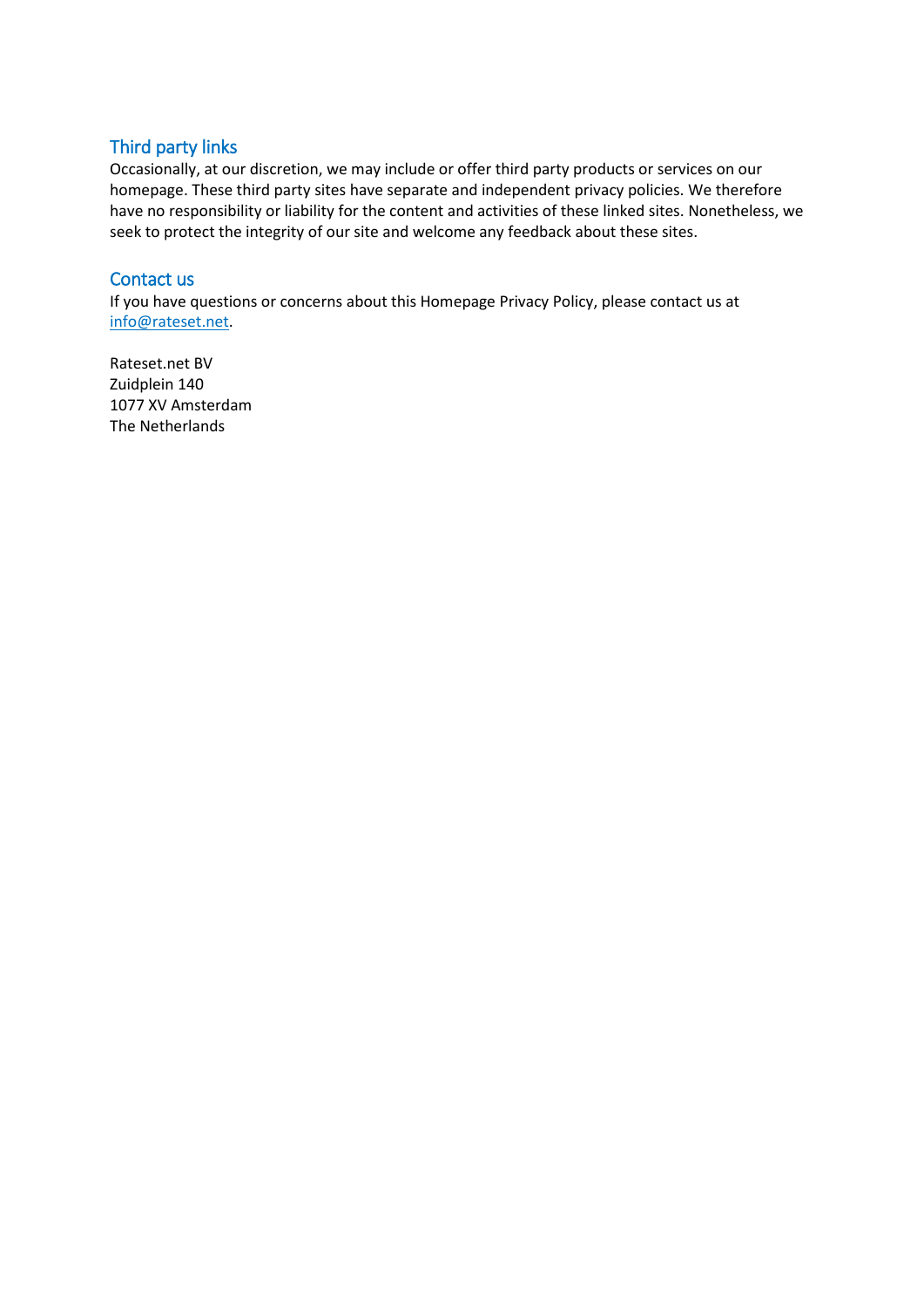## Third party links

Occasionally, at our discretion, we may include or offer third party products or services on our homepage. These third party sites have separate and independent privacy policies. We therefore have no responsibility or liability for the content and activities of these linked sites. Nonetheless, we seek to protect the integrity of our site and welcome any feedback about these sites.

## Contact us

If you have questions or concerns about this Homepage Privacy Policy, please contact us at info@rateset.net.

Rateset.net BV  
Zuidplein 140  
1077 XV Amsterdam  
The Netherlands